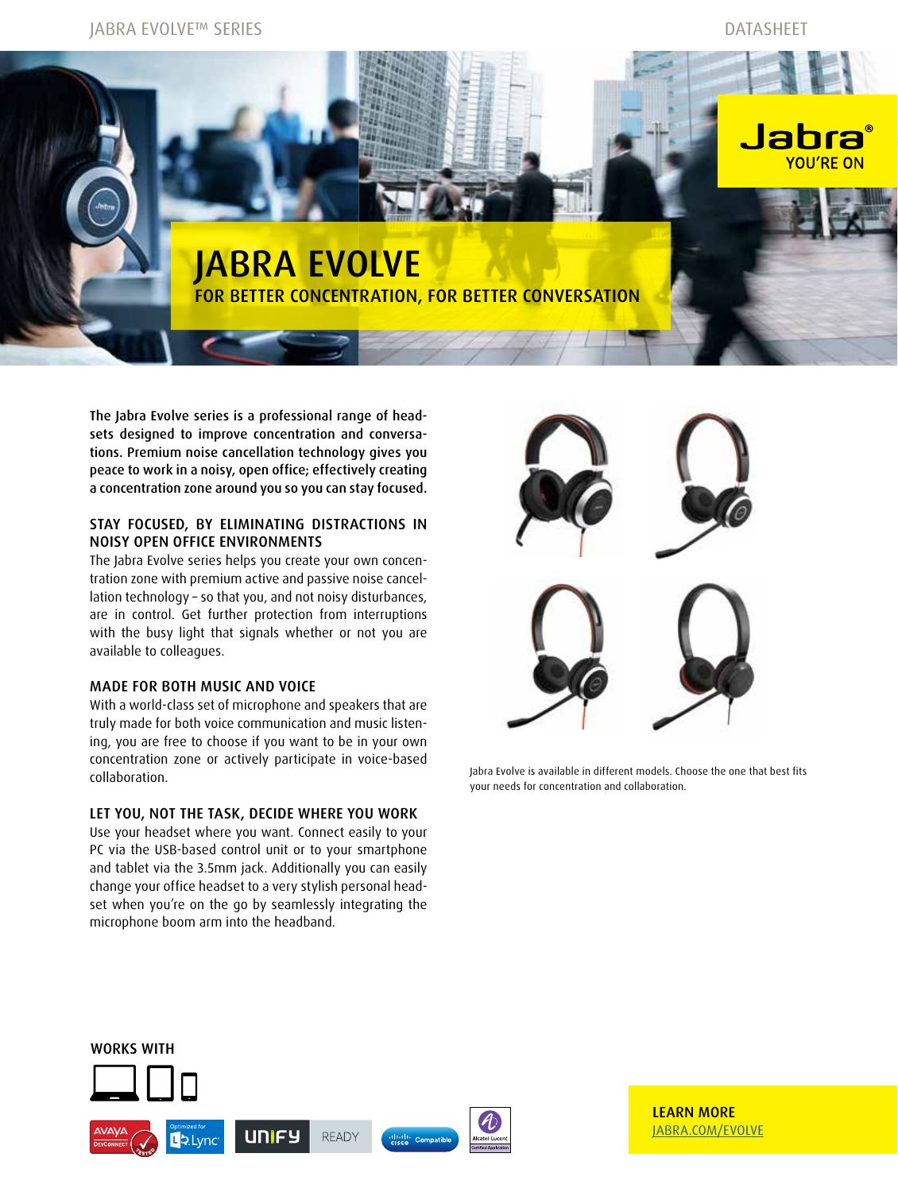# JABRA EVOLVE

## FOR BETTER CONCENTRATION, FOR BETTER CONVERSATION

**The Jabra Evolve series is a professional range of headsets designed to improve concentration and conversations. Premium noise cancellation technology gives you peace to work in a noisy, open office; effectively creating a concentration zone around you so you can stay focused.**

### STAY FOCUSED, BY ELIMINATING DISTRACTIONS IN NOISY OPEN OFFICE ENVIRONMENTS

The Jabra Evolve series helps you create your own concentration zone with premium active and passive noise cancellation technology – so that you, and not noisy disturbances, are in control. Get further protection from interruptions with the busy light that signals whether or not you are available to colleagues.

### MADE FOR BOTH MUSIC AND VOICE

With a world-class set of microphone and speakers that are truly made for both voice communication and music listening, you are free to choose if you want to be in your own concentration zone or actively participate in voice-based collaboration.

### LET YOU, NOT THE TASK, DECIDE WHERE YOU WORK

Use your headset where you want. Connect easily to your PC via the USB-based control unit or to your smartphone and tablet via the 3.5mm jack. Additionally you can easily change your office headset to a very stylish personal headset when you're on the go by seamlessly integrating the microphone boom arm into the headband.

Jabra Evolve is available in different models. Choose the one that best fits your needs for concentration and collaboration.

### WORKS WITH

### LEARN MORE

JABRA.COM/EVOLVE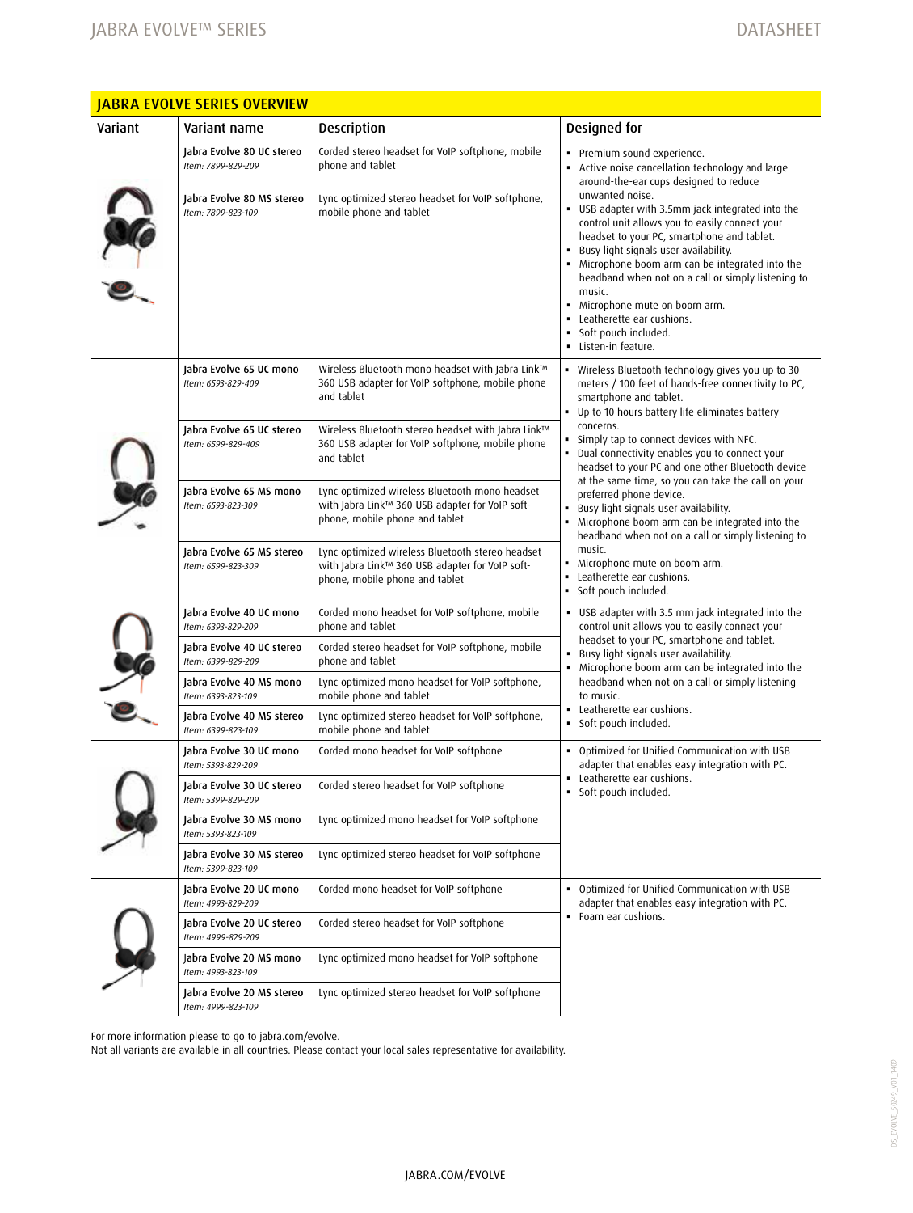## JABRA EVOLVE SERIES OVERVIEW

| Variant | Variant name | Description | Designed for |
|---|---|---|---|
| | Jabra Evolve 80 UC stereo<br>*Item: 7899-829-209* | Corded stereo headset for VoIP softphone, mobile phone and tablet | ▪ Premium sound experience.<br>▪ Active noise cancellation technology and large around-the-ear cups designed to reduce unwanted noise.<br>▪ USB adapter with 3.5mm jack integrated into the control unit allows you to easily connect your headset to your PC, smartphone and tablet.<br>▪ Busy light signals user availability.<br>▪ Microphone boom arm can be integrated into the headband when not on a call or simply listening to music.<br>▪ Microphone mute on boom arm.<br>▪ Leatherette ear cushions.<br>▪ Soft pouch included.<br>▪ Listen-in feature. |
| | Jabra Evolve 80 MS stereo<br>*Item: 7899-823-109* | Lync optimized stereo headset for VoIP softphone, mobile phone and tablet | |
| | Jabra Evolve 65 UC mono<br>*Item: 6593-829-409* | Wireless Bluetooth mono headset with Jabra Link™ 360 USB adapter for VoIP softphone, mobile phone and tablet | ▪ Wireless Bluetooth technology gives you up to 30 meters / 100 feet of hands-free connectivity to PC, smartphone and tablet.<br>▪ Up to 10 hours battery life eliminates battery concerns.<br>▪ Simply tap to connect devices with NFC.<br>▪ Dual connectivity enables you to connect your headset to your PC and one other Bluetooth device at the same time, so you can take the call on your preferred phone device.<br>▪ Busy light signals user availability.<br>▪ Microphone boom arm can be integrated into the headband when not on a call or simply listening to music.<br>▪ Microphone mute on boom arm.<br>▪ Leatherette ear cushions.<br>▪ Soft pouch included. |
| | Jabra Evolve 65 UC stereo<br>*Item: 6599-829-409* | Wireless Bluetooth stereo headset with Jabra Link™ 360 USB adapter for VoIP softphone, mobile phone and tablet | |
| | Jabra Evolve 65 MS mono<br>*Item: 6593-823-309* | Lync optimized wireless Bluetooth mono headset with Jabra Link™ 360 USB adapter for VoIP soft-phone, mobile phone and tablet | |
| | Jabra Evolve 65 MS stereo<br>*Item: 6599-823-309* | Lync optimized wireless Bluetooth stereo headset with Jabra Link™ 360 USB adapter for VoIP soft-phone, mobile phone and tablet | |
| | Jabra Evolve 40 UC mono<br>*Item: 6393-829-209* | Corded mono headset for VoIP softphone, mobile phone and tablet | ▪ USB adapter with 3.5 mm jack integrated into the control unit allows you to easily connect your headset to your PC, smartphone and tablet.<br>▪ Busy light signals user availability.<br>▪ Microphone boom arm can be integrated into the headband when not on a call or simply listening to music.<br>▪ Leatherette ear cushions.<br>▪ Soft pouch included. |
| | Jabra Evolve 40 UC stereo<br>*Item: 6399-829-209* | Corded stereo headset for VoIP softphone, mobile phone and tablet | |
| | Jabra Evolve 40 MS mono<br>*Item: 6393-823-109* | Lync optimized mono headset for VoIP softphone, mobile phone and tablet | |
| | Jabra Evolve 40 MS stereo<br>*Item: 6399-823-109* | Lync optimized stereo headset for VoIP softphone, mobile phone and tablet | |
| | Jabra Evolve 30 UC mono<br>*Item: 5393-829-209* | Corded mono headset for VoIP softphone | ▪ Optimized for Unified Communication with USB adapter that enables easy integration with PC.<br>▪ Leatherette ear cushions.<br>▪ Soft pouch included. |
| | Jabra Evolve 30 UC stereo<br>*Item: 5399-829-209* | Corded stereo headset for VoIP softphone | |
| | Jabra Evolve 30 MS mono<br>*Item: 5393-823-109* | Lync optimized mono headset for VoIP softphone | |
| | Jabra Evolve 30 MS stereo<br>*Item: 5399-823-109* | Lync optimized stereo headset for VoIP softphone | |
| | Jabra Evolve 20 UC mono<br>*Item: 4993-829-209* | Corded mono headset for VoIP softphone | ▪ Optimized for Unified Communication with USB adapter that enables easy integration with PC.<br>▪ Foam ear cushions. |
| | Jabra Evolve 20 UC stereo<br>*Item: 4999-829-209* | Corded stereo headset for VoIP softphone | |
| | Jabra Evolve 20 MS mono<br>*Item: 4993-823-109* | Lync optimized mono headset for VoIP softphone | |
| | Jabra Evolve 20 MS stereo<br>*Item: 4999-823-109* | Lync optimized stereo headset for VoIP softphone | |

For more information please to go to jabra.com/evolve.
Not all variants are available in all countries. Please contact your local sales representative for availability.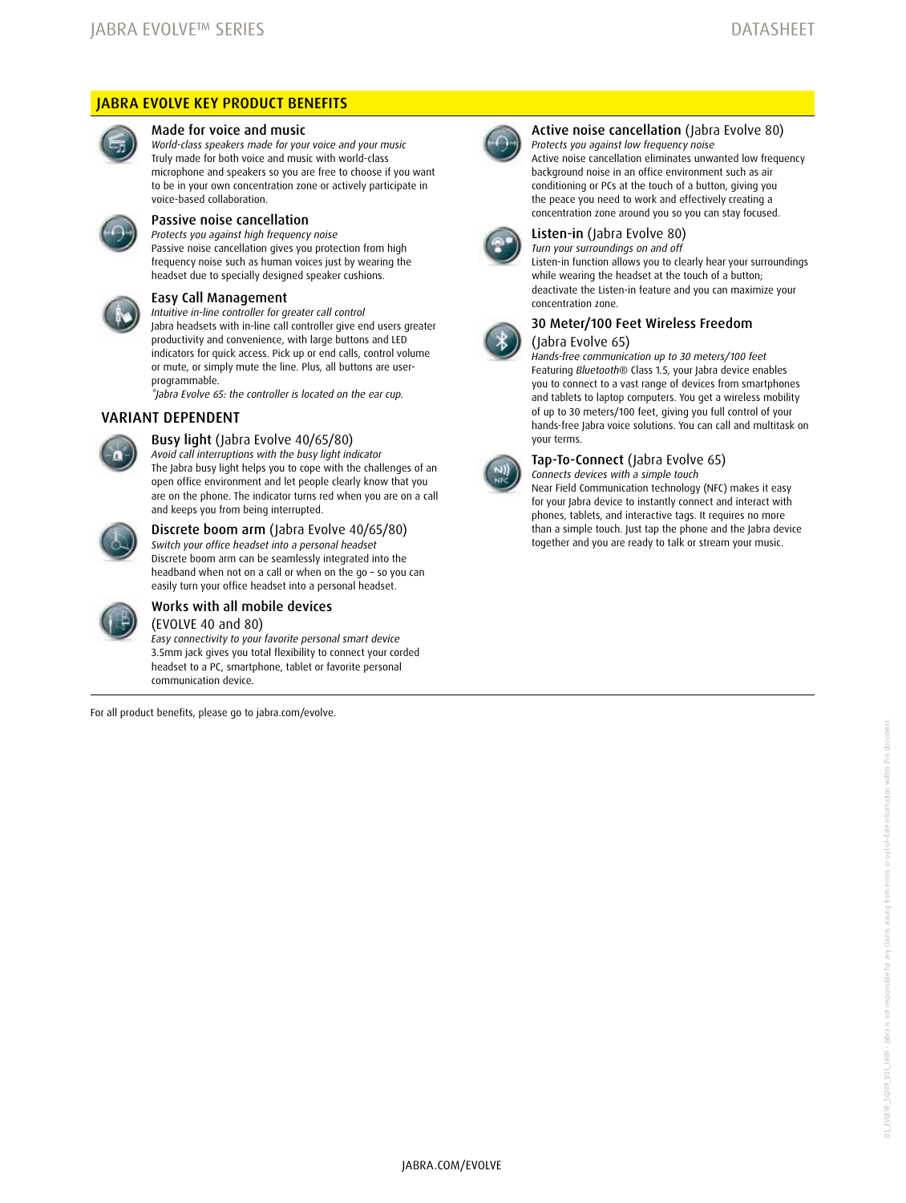## JABRA EVOLVE KEY PRODUCT BENEFITS

### Made for voice and music

*World-class speakers made for your voice and your music*

Truly made for both voice and music with world-class microphone and speakers so you are free to choose if you want to be in your own concentration zone or actively participate in voice-based collaboration.

### Passive noise cancellation

*Protects you against high frequency noise*

Passive noise cancellation gives you protection from high frequency noise such as human voices just by wearing the headset due to specially designed speaker cushions.

### Easy Call Management

*Intuitive in-line controller for greater call control*

Jabra headsets with in-line call controller give end users greater productivity and convenience, with large buttons and LED indicators for quick access. Pick up or end calls, control volume or mute, or simply mute the line. Plus, all buttons are user-programmable.

*\*Jabra Evolve 65: the controller is located on the ear cup.*

## VARIANT DEPENDENT

### Busy light (Jabra Evolve 40/65/80)

*Avoid call interruptions with the busy light indicator*

The Jabra busy light helps you to cope with the challenges of an open office environment and let people clearly know that you are on the phone. The indicator turns red when you are on a call and keeps you from being interrupted.

### Discrete boom arm (Jabra Evolve 40/65/80)

*Switch your office headset into a personal headset*

Discrete boom arm can be seamlessly integrated into the headband when not on a call or when on the go – so you can easily turn your office headset into a personal headset.

### Works with all mobile devices (EVOLVE 40 and 80)

*Easy connectivity to your favorite personal smart device*

3.5mm jack gives you total flexibility to connect your corded headset to a PC, smartphone, tablet or favorite personal communication device.

### Active noise cancellation (Jabra Evolve 80)

*Protects you against low frequency noise*

Active noise cancellation eliminates unwanted low frequency background noise in an office environment such as air conditioning or PCs at the touch of a button, giving you the peace you need to work and effectively creating a concentration zone around you so you can stay focused.

### Listen-in (Jabra Evolve 80)

*Turn your surroundings on and off*

Listen-in function allows you to clearly hear your surroundings while wearing the headset at the touch of a button; deactivate the Listen-in feature and you can maximize your concentration zone.

### 30 Meter/100 Feet Wireless Freedom (Jabra Evolve 65)

*Hands-free communication up to 30 meters/100 feet*

Featuring *Bluetooth*® Class 1.5, your Jabra device enables you to connect to a vast range of devices from smartphones and tablets to laptop computers. You get a wireless mobility of up to 30 meters/100 feet, giving you full control of your hands-free Jabra voice solutions. You can call and multitask on your terms.

### Tap-To-Connect (Jabra Evolve 65)

*Connects devices with a simple touch*

Near Field Communication technology (NFC) makes it easy for your Jabra device to instantly connect and interact with phones, tablets, and interactive tags. It requires no more than a simple touch. Just tap the phone and the Jabra device together and you are ready to talk or stream your music.

For all product benefits, please go to jabra.com/evolve.

DS_EVOLVE_50249_V01_1409 – Jabra is not responsible for any claims arising from errors or out-of-date information within this document